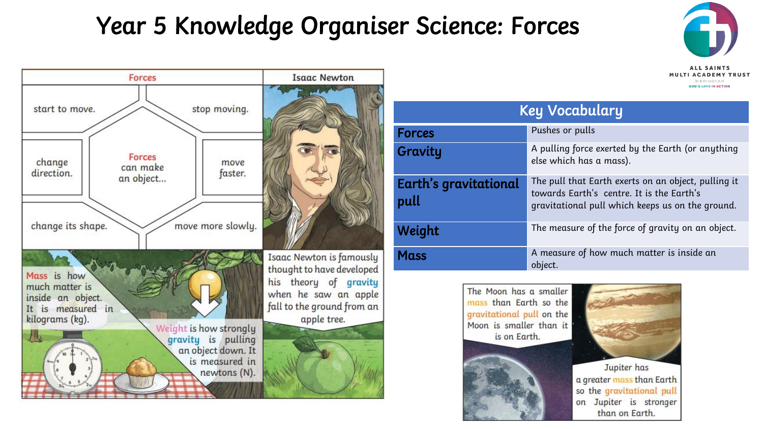# Year 5 Knowledge Organiser Science: Forces

ALL SAINTS MULTI ACADEMY TRUST
BIRMINGHAM
GOD'S LOVE IN ACTION

## Forces

Forces can make an object...

- start to move.
- stop moving.
- change direction.
- move faster.
- change its shape.
- move more slowly.

## Isaac Newton

Isaac Newton is famously thought to have developed his theory of gravity when he saw an apple fall to the ground from an apple tree.

Mass is how much matter is inside an object. It is measured in kilograms (kg).

Weight is how strongly gravity is pulling an object down. It is measured in newtons (N).

## Key Vocabulary

| Key Vocabulary | |
|---|---|
| **Forces** | Pushes or pulls |
| **Gravity** | A pulling force exerted by the Earth (or anything else which has a mass). |
| **Earth's gravitational pull** | The pull that Earth exerts on an object, pulling it towards Earth's centre. It is the Earth's gravitational pull which keeps us on the ground. |
| **Weight** | The measure of the force of gravity on an object. |
| **Mass** | A measure of how much matter is inside an object. |

The Moon has a smaller mass than Earth so the gravitational pull on the Moon is smaller than it is on Earth.

Jupiter has a greater mass than Earth so the gravitational pull on Jupiter is stronger than on Earth.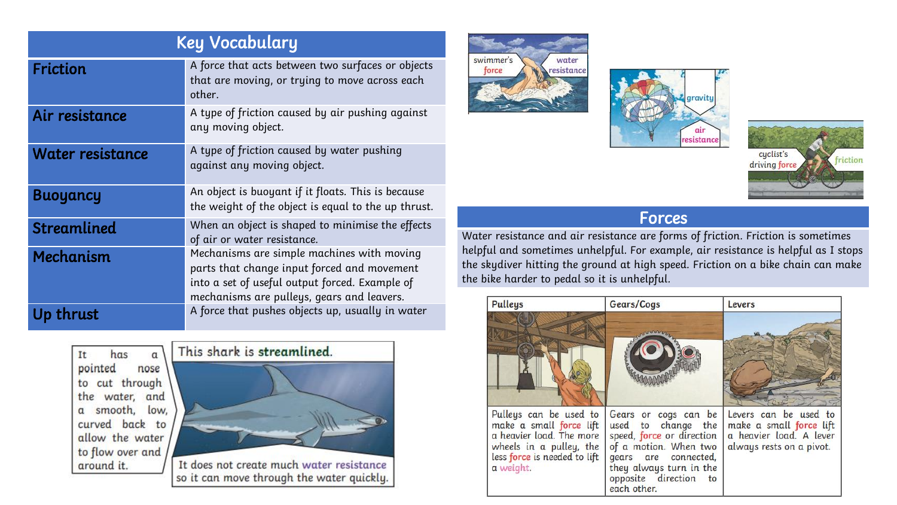## Key Vocabulary

| | |
|---|---|
| **Friction** | A force that acts between two surfaces or objects that are moving, or trying to move across each other. |
| **Air resistance** | A type of friction caused by air pushing against any moving object. |
| **Water resistance** | A type of friction caused by water pushing against any moving object. |
| **Buoyancy** | An object is buoyant if it floats. This is because the weight of the object is equal to the up thrust. |
| **Streamlined** | When an object is shaped to minimise the effects of air or water resistance. |
| **Mechanism** | Mechanisms are simple machines with moving parts that change input forced and movement into a set of useful output forced. Example of mechanisms are pulleys, gears and leavers. |
| **Up thrust** | A force that pushes objects up, usually in water |

swimmer's force

water resistance

gravity

air resistance

cyclist's driving force

friction

This shark is **streamlined**.

It has a pointed nose to cut through the water, and a smooth, low, curved back to allow the water to flow over and around it.

It does not create much water resistance so it can move through the water quickly.

## Forces

Water resistance and air resistance are forms of friction. Friction is sometimes helpful and sometimes unhelpful. For example, air resistance is helpful as I stops the skydiver hitting the ground at high speed. Friction on a bike chain can make the bike harder to pedal so it is unhelpful.

| Pulleys | Gears/Cogs | Levers |
|---|---|---|
| Pulleys can be used to make a small force lift a heavier load. The more wheels in a pulley, the less force is needed to lift a weight. | Gears or cogs can be used to change the speed, force or direction of a motion. When two gears are connected, they always turn in the opposite direction to each other. | Levers can be used to make a small force lift a heavier load. A lever always rests on a pivot. |